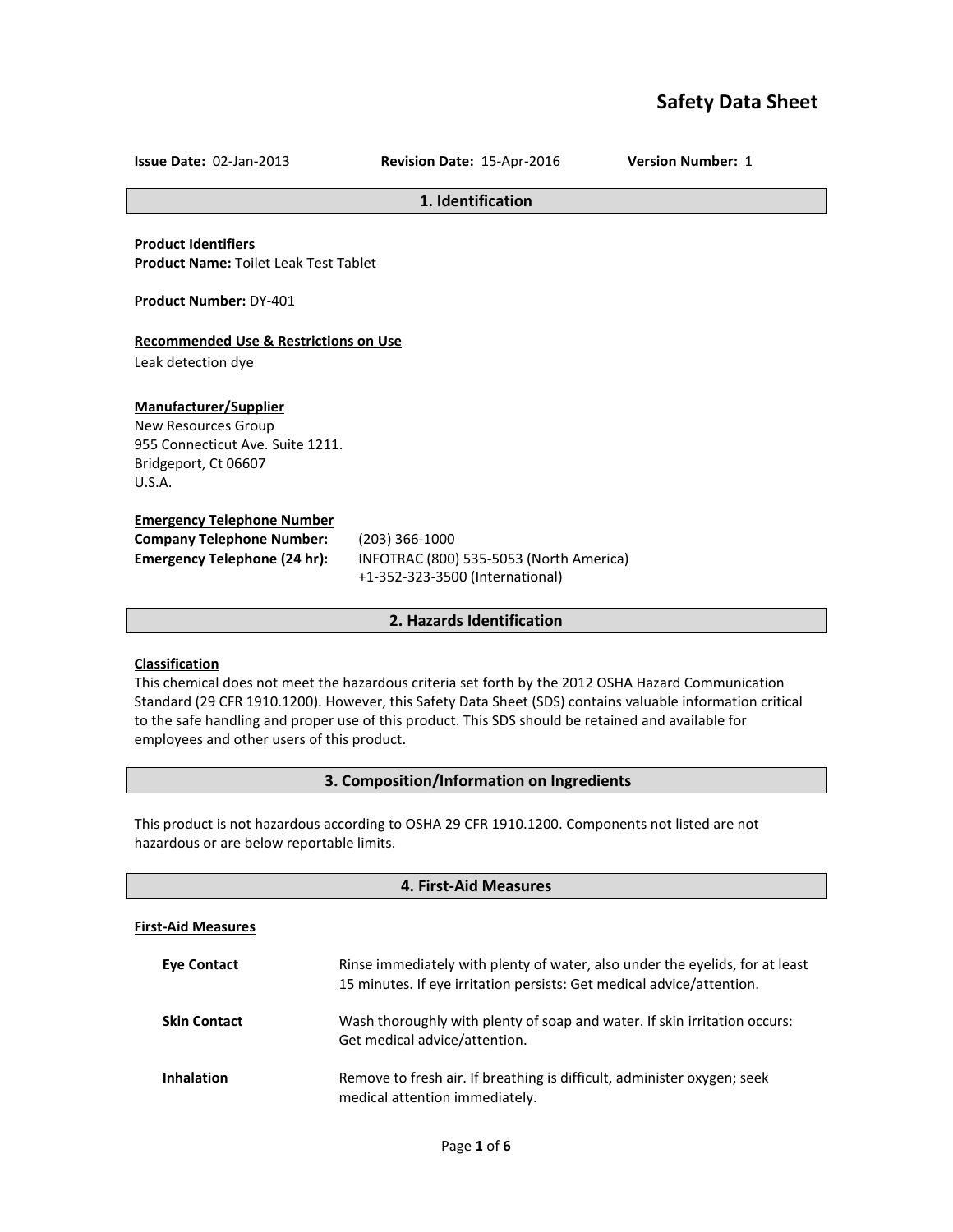# Safety Data Sheet

**Issue Date:** 02-Jan-2013 **Revision Date:** 15-Apr-2016 **Version Number:** 1

## 1. Identification

**Product Identifiers**
**Product Name:** Toilet Leak Test Tablet

**Product Number:** DY-401

**Recommended Use & Restrictions on Use**
Leak detection dye

**Manufacturer/Supplier**
New Resources Group
955 Connecticut Ave. Suite 1211.
Bridgeport, Ct 06607
U.S.A.

**Emergency Telephone Number**
**Company Telephone Number:** (203) 366-1000
**Emergency Telephone (24 hr):** INFOTRAC (800) 535-5053 (North America)
+1-352-323-3500 (International)

## 2. Hazards Identification

**Classification**
This chemical does not meet the hazardous criteria set forth by the 2012 OSHA Hazard Communication Standard (29 CFR 1910.1200). However, this Safety Data Sheet (SDS) contains valuable information critical to the safe handling and proper use of this product. This SDS should be retained and available for employees and other users of this product.

## 3. Composition/Information on Ingredients

This product is not hazardous according to OSHA 29 CFR 1910.1200. Components not listed are not hazardous or are below reportable limits.

## 4. First-Aid Measures

**First-Aid Measures**

**Eye Contact** Rinse immediately with plenty of water, also under the eyelids, for at least 15 minutes. If eye irritation persists: Get medical advice/attention.

**Skin Contact** Wash thoroughly with plenty of soap and water. If skin irritation occurs: Get medical advice/attention.

**Inhalation** Remove to fresh air. If breathing is difficult, administer oxygen; seek medical attention immediately.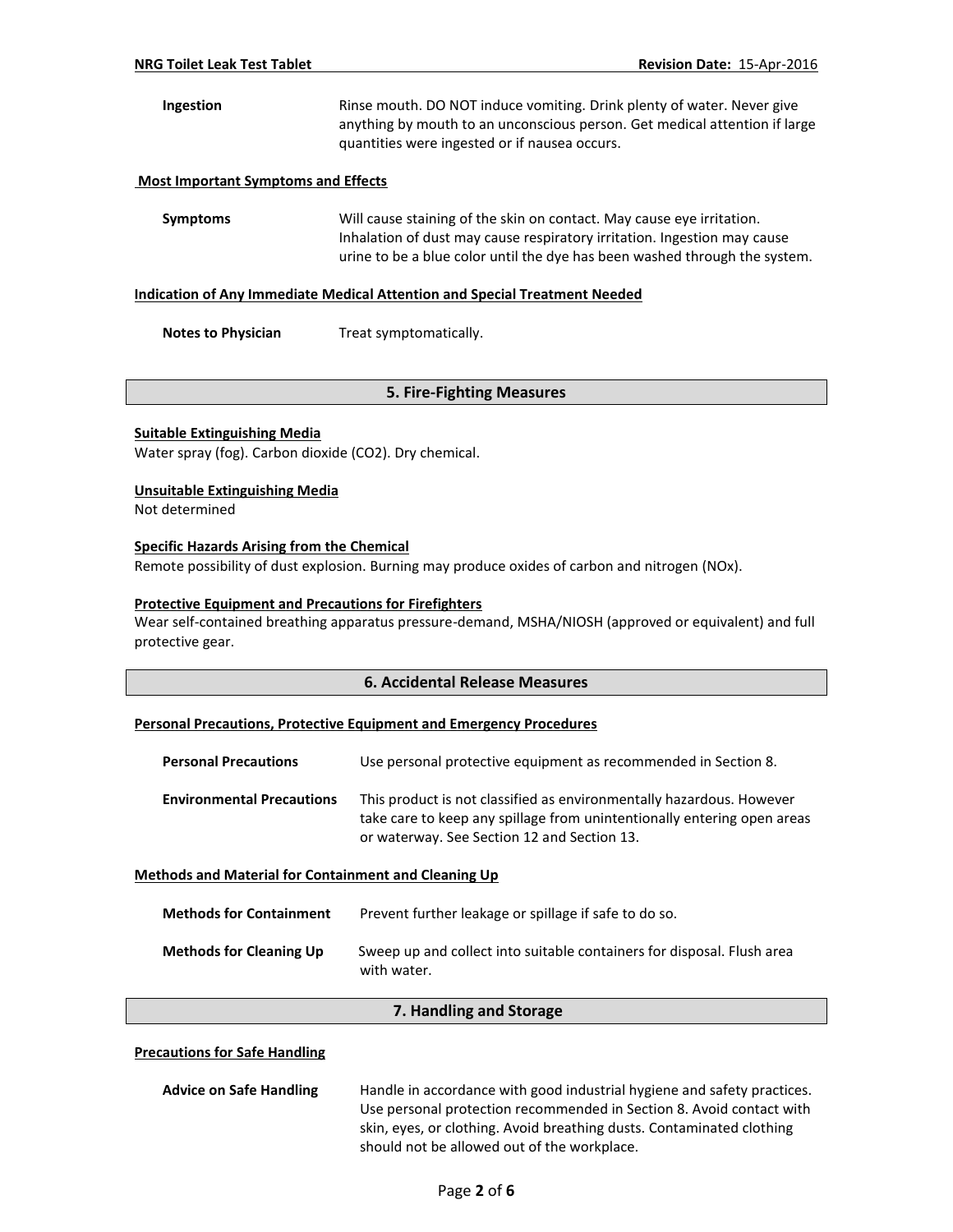**Ingestion** Rinse mouth. DO NOT induce vomiting. Drink plenty of water. Never give anything by mouth to an unconscious person. Get medical attention if large quantities were ingested or if nausea occurs.

**Most Important Symptoms and Effects**

**Symptoms** Will cause staining of the skin on contact. May cause eye irritation. Inhalation of dust may cause respiratory irritation. Ingestion may cause urine to be a blue color until the dye has been washed through the system.

**Indication of Any Immediate Medical Attention and Special Treatment Needed**

**Notes to Physician** Treat symptomatically.

## 5. Fire-Fighting Measures

**Suitable Extinguishing Media**

Water spray (fog). Carbon dioxide ($CO_2$). Dry chemical.

**Unsuitable Extinguishing Media**

Not determined

**Specific Hazards Arising from the Chemical**

Remote possibility of dust explosion. Burning may produce oxides of carbon and nitrogen (NOx).

**Protective Equipment and Precautions for Firefighters**

Wear self-contained breathing apparatus pressure-demand, MSHA/NIOSH (approved or equivalent) and full protective gear.

## 6. Accidental Release Measures

**Personal Precautions, Protective Equipment and Emergency Procedures**

**Personal Precautions** Use personal protective equipment as recommended in Section 8.

**Environmental Precautions** This product is not classified as environmentally hazardous. However take care to keep any spillage from unintentionally entering open areas or waterway. See Section 12 and Section 13.

**Methods and Material for Containment and Cleaning Up**

**Methods for Containment** Prevent further leakage or spillage if safe to do so.

**Methods for Cleaning Up** Sweep up and collect into suitable containers for disposal. Flush area with water.

## 7. Handling and Storage

**Precautions for Safe Handling**

**Advice on Safe Handling** Handle in accordance with good industrial hygiene and safety practices. Use personal protection recommended in Section 8. Avoid contact with skin, eyes, or clothing. Avoid breathing dusts. Contaminated clothing should not be allowed out of the workplace.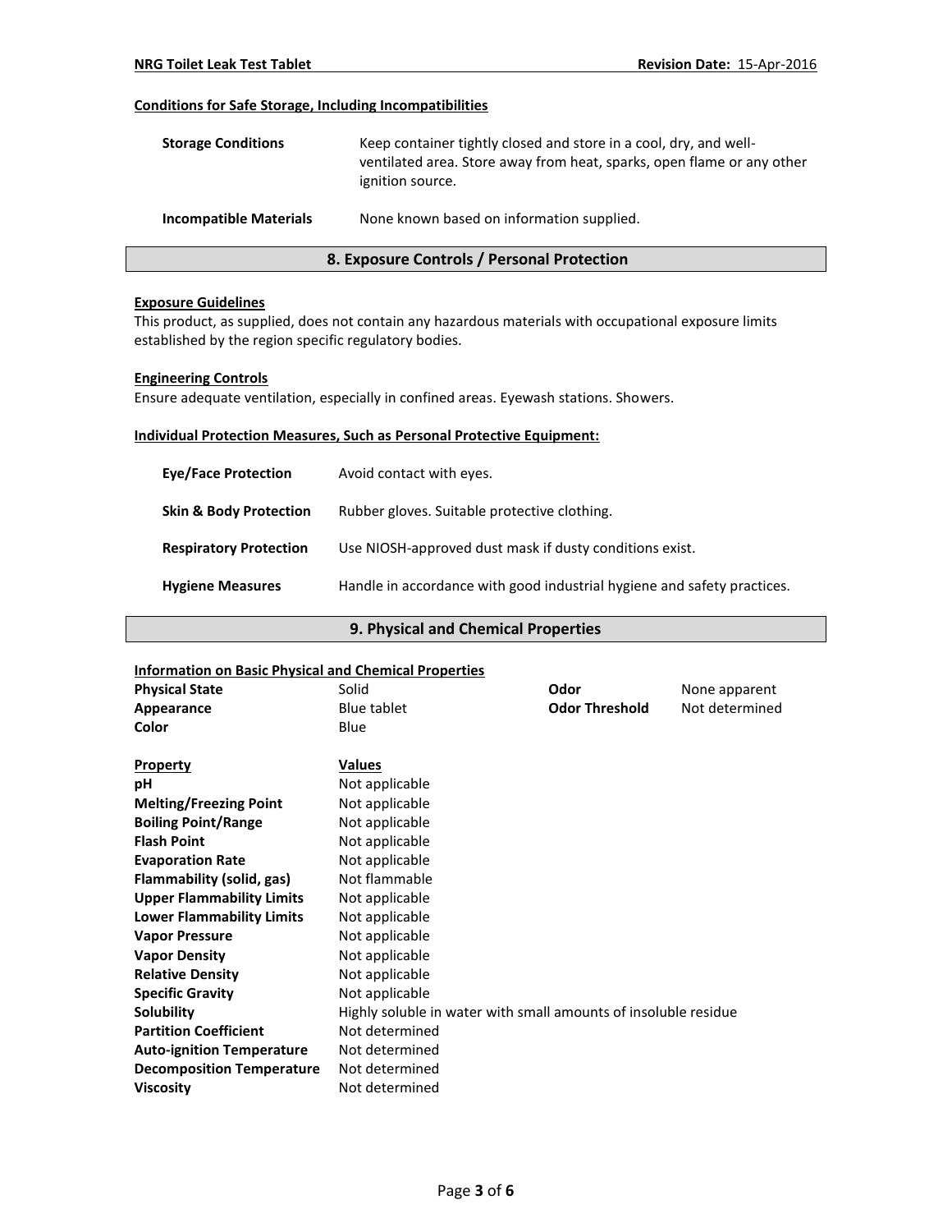#### Conditions for Safe Storage, Including Incompatibilities

| | |
|---|---|
| **Storage Conditions** | Keep container tightly closed and store in a cool, dry, and well-ventilated area. Store away from heat, sparks, open flame or any other ignition source. |
| **Incompatible Materials** | None known based on information supplied. |

## 8. Exposure Controls / Personal Protection

#### Exposure Guidelines

This product, as supplied, does not contain any hazardous materials with occupational exposure limits established by the region specific regulatory bodies.

#### Engineering Controls

Ensure adequate ventilation, especially in confined areas. Eyewash stations. Showers.

#### Individual Protection Measures, Such as Personal Protective Equipment:

| | |
|---|---|
| **Eye/Face Protection** | Avoid contact with eyes. |
| **Skin & Body Protection** | Rubber gloves. Suitable protective clothing. |
| **Respiratory Protection** | Use NIOSH-approved dust mask if dusty conditions exist. |
| **Hygiene Measures** | Handle in accordance with good industrial hygiene and safety practices. |

## 9. Physical and Chemical Properties

#### Information on Basic Physical and Chemical Properties

| | | | |
|---|---|---|---|
| **Physical State** | Solid | **Odor** | None apparent |
| **Appearance** | Blue tablet | **Odor Threshold** | Not determined |
| **Color** | Blue | | |

| Property | Values |
|---|---|
| **pH** | Not applicable |
| **Melting/Freezing Point** | Not applicable |
| **Boiling Point/Range** | Not applicable |
| **Flash Point** | Not applicable |
| **Evaporation Rate** | Not applicable |
| **Flammability (solid, gas)** | Not flammable |
| **Upper Flammability Limits** | Not applicable |
| **Lower Flammability Limits** | Not applicable |
| **Vapor Pressure** | Not applicable |
| **Vapor Density** | Not applicable |
| **Relative Density** | Not applicable |
| **Specific Gravity** | Not applicable |
| **Solubility** | Highly soluble in water with small amounts of insoluble residue |
| **Partition Coefficient** | Not determined |
| **Auto-ignition Temperature** | Not determined |
| **Decomposition Temperature** | Not determined |
| **Viscosity** | Not determined |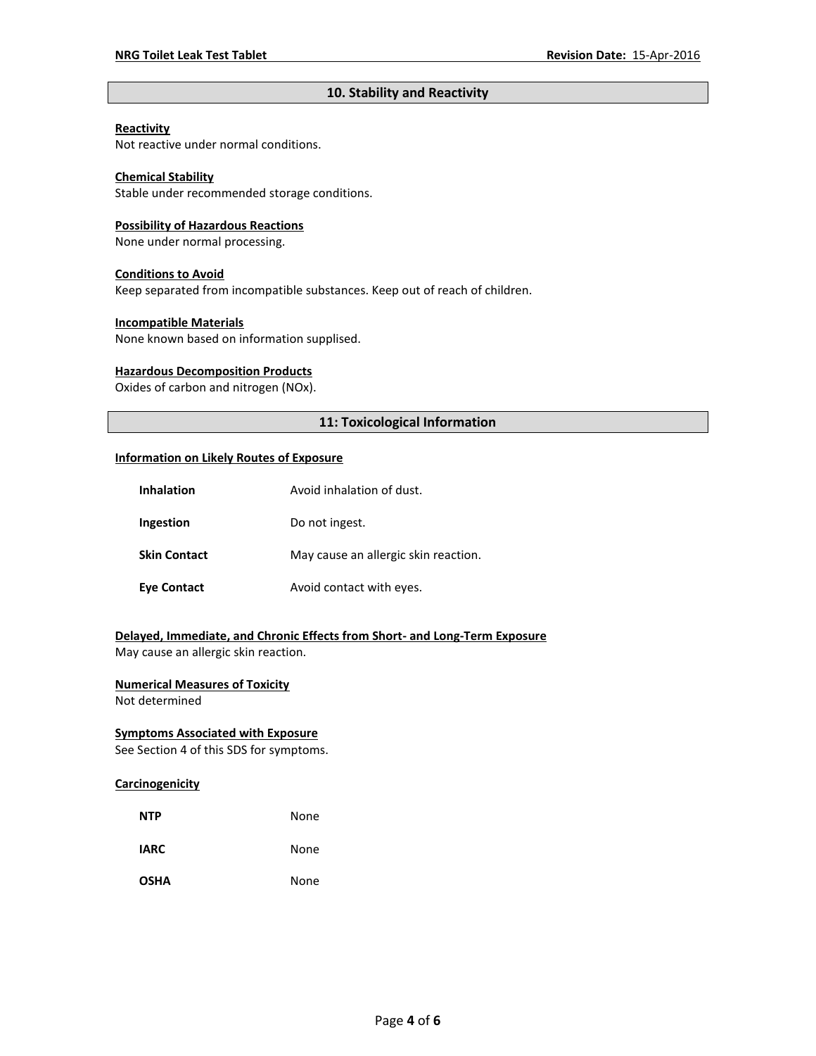## 10. Stability and Reactivity

**Reactivity**
Not reactive under normal conditions.

**Chemical Stability**
Stable under recommended storage conditions.

**Possibility of Hazardous Reactions**
None under normal processing.

**Conditions to Avoid**
Keep separated from incompatible substances. Keep out of reach of children.

**Incompatible Materials**
None known based on information supplised.

**Hazardous Decomposition Products**
Oxides of carbon and nitrogen (NOx).

## 11: Toxicological Information

**Information on Likely Routes of Exposure**

| | |
|---|---|
| **Inhalation** | Avoid inhalation of dust. |
| **Ingestion** | Do not ingest. |
| **Skin Contact** | May cause an allergic skin reaction. |
| **Eye Contact** | Avoid contact with eyes. |

**Delayed, Immediate, and Chronic Effects from Short- and Long-Term Exposure**
May cause an allergic skin reaction.

**Numerical Measures of Toxicity**
Not determined

**Symptoms Associated with Exposure**
See Section 4 of this SDS for symptoms.

**Carcinogenicity**

| | |
|---|---|
| **NTP** | None |
| **IARC** | None |
| **OSHA** | None |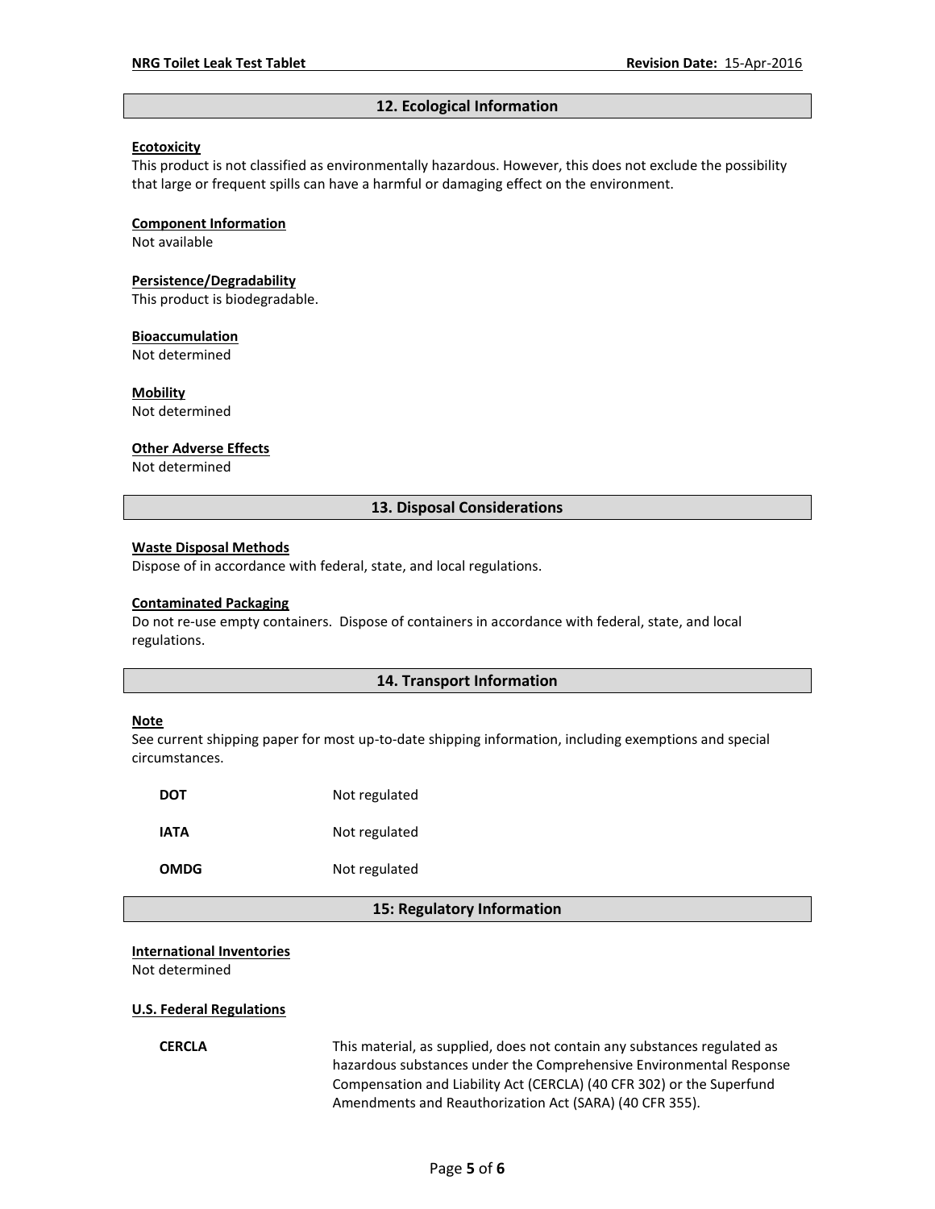## 12. Ecological Information

**Ecotoxicity**

This product is not classified as environmentally hazardous. However, this does not exclude the possibility that large or frequent spills can have a harmful or damaging effect on the environment.

**Component Information**

Not available

**Persistence/Degradability**

This product is biodegradable.

**Bioaccumulation**

Not determined

**Mobility**

Not determined

**Other Adverse Effects**

Not determined

## 13. Disposal Considerations

**Waste Disposal Methods**

Dispose of in accordance with federal, state, and local regulations.

**Contaminated Packaging**

Do not re-use empty containers. Dispose of containers in accordance with federal, state, and local regulations.

## 14. Transport Information

**Note**

See current shipping paper for most up-to-date shipping information, including exemptions and special circumstances.

| | |
|---|---|
| **DOT** | Not regulated |
| **IATA** | Not regulated |
| **OMDG** | Not regulated |

## 15: Regulatory Information

**International Inventories**

Not determined

**U.S. Federal Regulations**

| | |
|---|---|
| **CERCLA** | This material, as supplied, does not contain any substances regulated as hazardous substances under the Comprehensive Environmental Response Compensation and Liability Act (CERCLA) (40 CFR 302) or the Superfund Amendments and Reauthorization Act (SARA) (40 CFR 355). |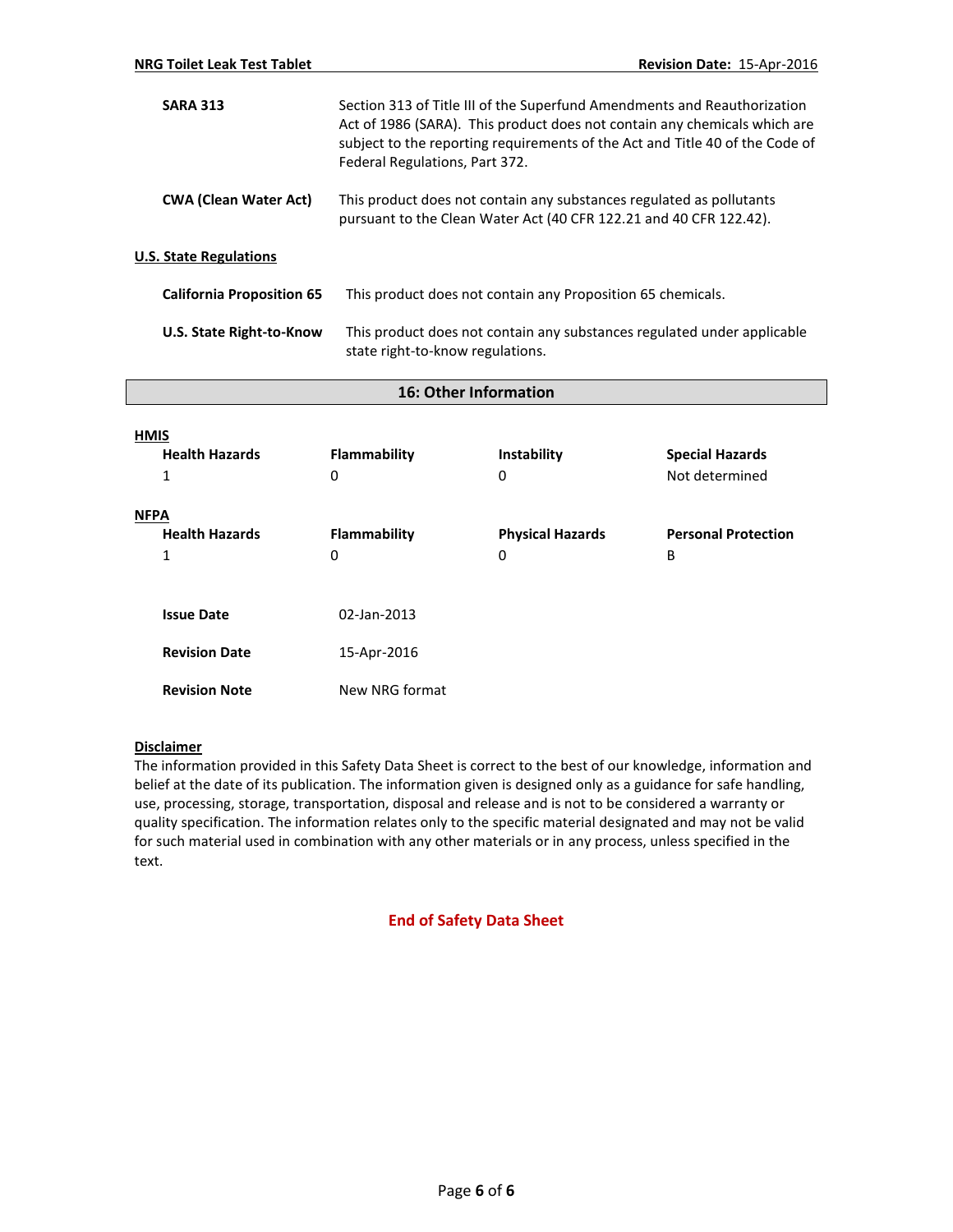**SARA 313** Section 313 of Title III of the Superfund Amendments and Reauthorization Act of 1986 (SARA). This product does not contain any chemicals which are subject to the reporting requirements of the Act and Title 40 of the Code of Federal Regulations, Part 372.

**CWA (Clean Water Act)** This product does not contain any substances regulated as pollutants pursuant to the Clean Water Act (40 CFR 122.21 and 40 CFR 122.42).

**U.S. State Regulations**

**California Proposition 65** This product does not contain any Proposition 65 chemicals.

**U.S. State Right-to-Know** This product does not contain any substances regulated under applicable state right-to-know regulations.

## 16: Other Information

**HMIS**

| Health Hazards | Flammability | Instability | Special Hazards |
|---|---|---|---|
| 1 | 0 | 0 | Not determined |

**NFPA**

| Health Hazards | Flammability | Physical Hazards | Personal Protection |
|---|---|---|---|
| 1 | 0 | 0 | B |

**Issue Date** 02-Jan-2013

**Revision Date** 15-Apr-2016

**Revision Note** New NRG format

**Disclaimer**

The information provided in this Safety Data Sheet is correct to the best of our knowledge, information and belief at the date of its publication. The information given is designed only as a guidance for safe handling, use, processing, storage, transportation, disposal and release and is not to be considered a warranty or quality specification. The information relates only to the specific material designated and may not be valid for such material used in combination with any other materials or in any process, unless specified in the text.

**End of Safety Data Sheet**